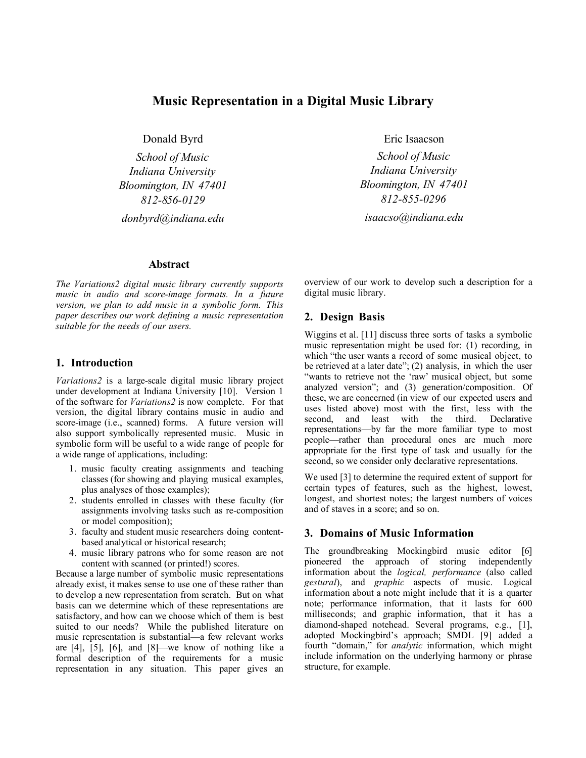# Music Representation in a Digital Music Library

Donald Byrd
*School of Music*
*Indiana University*
*Bloomington, IN 47401*
*812-856-0129*
*donbyrd@indiana.edu*

Eric Isaacson
*School of Music*
*Indiana University*
*Bloomington, IN 47401*
*812-855-0296*
*isaacso@indiana.edu*

## Abstract

*The Variations2 digital music library currently supports music in audio and score-image formats. In a future version, we plan to add music in a symbolic form. This paper describes our work defining a music representation suitable for the needs of our users.*

## 1. Introduction

*Variations2* is a large-scale digital music library project under development at Indiana University [10]. Version 1 of the software for *Variations2* is now complete. For that version, the digital library contains music in audio and score-image (i.e., scanned) forms. A future version will also support symbolically represented music. Music in symbolic form will be useful to a wide range of people for a wide range of applications, including:

1. music faculty creating assignments and teaching classes (for showing and playing musical examples, plus analyses of those examples);
2. students enrolled in classes with these faculty (for assignments involving tasks such as re-composition or model composition);
3. faculty and student music researchers doing content-based analytical or historical research;
4. music library patrons who for some reason are not content with scanned (or printed!) scores.

Because a large number of symbolic music representations already exist, it makes sense to use one of these rather than to develop a new representation from scratch. But on what basis can we determine which of these representations are satisfactory, and how can we choose which of them is best suited to our needs? While the published literature on music representation is substantial—a few relevant works are [4], [5], [6], and [8]—we know of nothing like a formal description of the requirements for a music representation in any situation. This paper gives an overview of our work to develop such a description for a digital music library.

## 2. Design Basis

Wiggins et al. [11] discuss three sorts of tasks a symbolic music representation might be used for: (1) recording, in which "the user wants a record of some musical object, to be retrieved at a later date"; (2) analysis, in which the user "wants to retrieve not the 'raw' musical object, but some analyzed version"; and (3) generation/composition. Of these, we are concerned (in view of our expected users and uses listed above) most with the first, less with the second, and least with the third. Declarative representations—by far the more familiar type to most people—rather than procedural ones are much more appropriate for the first type of task and usually for the second, so we consider only declarative representations.

We used [3] to determine the required extent of support for certain types of features, such as the highest, lowest, longest, and shortest notes; the largest numbers of voices and of staves in a score; and so on.

## 3. Domains of Music Information

The groundbreaking Mockingbird music editor [6] pioneered the approach of storing independently information about the *logical, performance* (also called *gestural*), and *graphic* aspects of music. Logical information about a note might include that it is a quarter note; performance information, that it lasts for 600 milliseconds; and graphic information, that it has a diamond-shaped notehead. Several programs, e.g., [1], adopted Mockingbird's approach; SMDL [9] added a fourth "domain," for *analytic* information, which might include information on the underlying harmony or phrase structure, for example.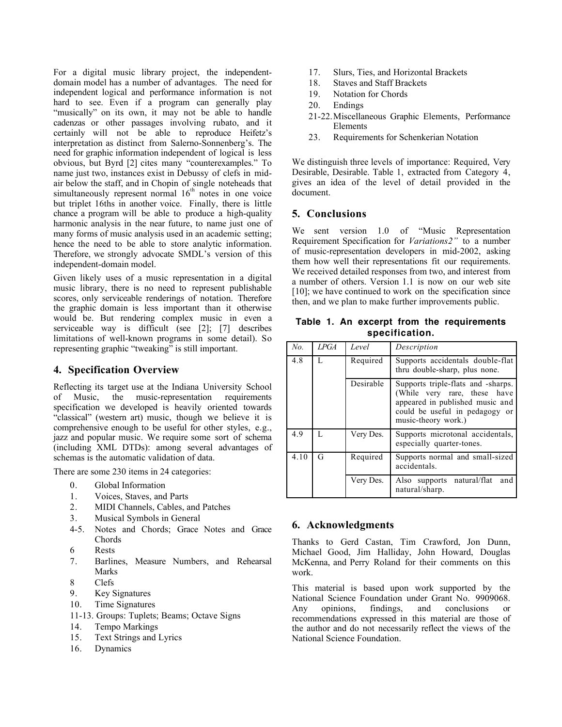For a digital music library project, the independent-domain model has a number of advantages. The need for independent logical and performance information is not hard to see. Even if a program can generally play "musically" on its own, it may not be able to handle cadenzas or other passages involving rubato, and it certainly will not be able to reproduce Heifetz's interpretation as distinct from Salerno-Sonnenberg's. The need for graphic information independent of logical is less obvious, but Byrd [2] cites many "counterexamples." To name just two, instances exist in Debussy of clefs in mid-air below the staff, and in Chopin of single noteheads that simultaneously represent normal 16th notes in one voice but triplet 16ths in another voice. Finally, there is little chance a program will be able to produce a high-quality harmonic analysis in the near future, to name just one of many forms of music analysis used in an academic setting; hence the need to be able to store analytic information. Therefore, we strongly advocate SMDL's version of this independent-domain model.

Given likely uses of a music representation in a digital music library, there is no need to represent publishable scores, only serviceable renderings of notation. Therefore the graphic domain is less important than it otherwise would be. But rendering complex music in even a serviceable way is difficult (see [2]; [7] describes limitations of well-known programs in some detail). So representing graphic "tweaking" is still important.

## 4. Specification Overview

Reflecting its target use at the Indiana University School of Music, the music-representation requirements specification we developed is heavily oriented towards "classical" (western art) music, though we believe it is comprehensive enough to be useful for other styles, e.g., jazz and popular music. We require some sort of schema (including XML DTDs): among several advantages of schemas is the automatic validation of data.

There are some 230 items in 24 categories:

- 0. Global Information
- 1. Voices, Staves, and Parts
- 2. MIDI Channels, Cables, and Patches
- 3. Musical Symbols in General
- 4-5. Notes and Chords; Grace Notes and Grace Chords
- 6 Rests
- 7. Barlines, Measure Numbers, and Rehearsal Marks
- 8 Clefs
- 9. Key Signatures
- 10. Time Signatures
- 11-13. Groups: Tuplets; Beams; Octave Signs
- 14. Tempo Markings
- 15. Text Strings and Lyrics
- 16. Dynamics
- 17. Slurs, Ties, and Horizontal Brackets
- 18. Staves and Staff Brackets
- 19. Notation for Chords
- 20. Endings
- 21-22. Miscellaneous Graphic Elements, Performance Elements
- 23. Requirements for Schenkerian Notation

We distinguish three levels of importance: Required, Very Desirable, Desirable. Table 1, extracted from Category 4, gives an idea of the level of detail provided in the document.

## 5. Conclusions

We sent version 1.0 of "Music Representation Requirement Specification for *Variations2"* to a number of music-representation developers in mid-2002, asking them how well their representations fit our requirements. We received detailed responses from two, and interest from a number of others. Version 1.1 is now on our web site [10]; we have continued to work on the specification since then, and we plan to make further improvements public.

**Table 1. An excerpt from the requirements specification.**

| *No.* | *LPGA* | *Level* | *Description* |
|---|---|---|---|
| 4.8 | L | Required | Supports accidentals double-flat thru double-sharp, plus none. |
| | | Desirable | Supports triple-flats and -sharps. (While very rare, these have appeared in published music and could be useful in pedagogy or music-theory work.) |
| 4.9 | L | Very Des. | Supports microtonal accidentals, especially quarter-tones. |
| 4.10 | G | Required | Supports normal and small-sized accidentals. |
| | | Very Des. | Also supports natural/flat and natural/sharp. |

## 6. Acknowledgments

Thanks to Gerd Castan, Tim Crawford, Jon Dunn, Michael Good, Jim Halliday, John Howard, Douglas McKenna, and Perry Roland for their comments on this work.

This material is based upon work supported by the National Science Foundation under Grant No. 9909068. Any opinions, findings, and conclusions or recommendations expressed in this material are those of the author and do not necessarily reflect the views of the National Science Foundation.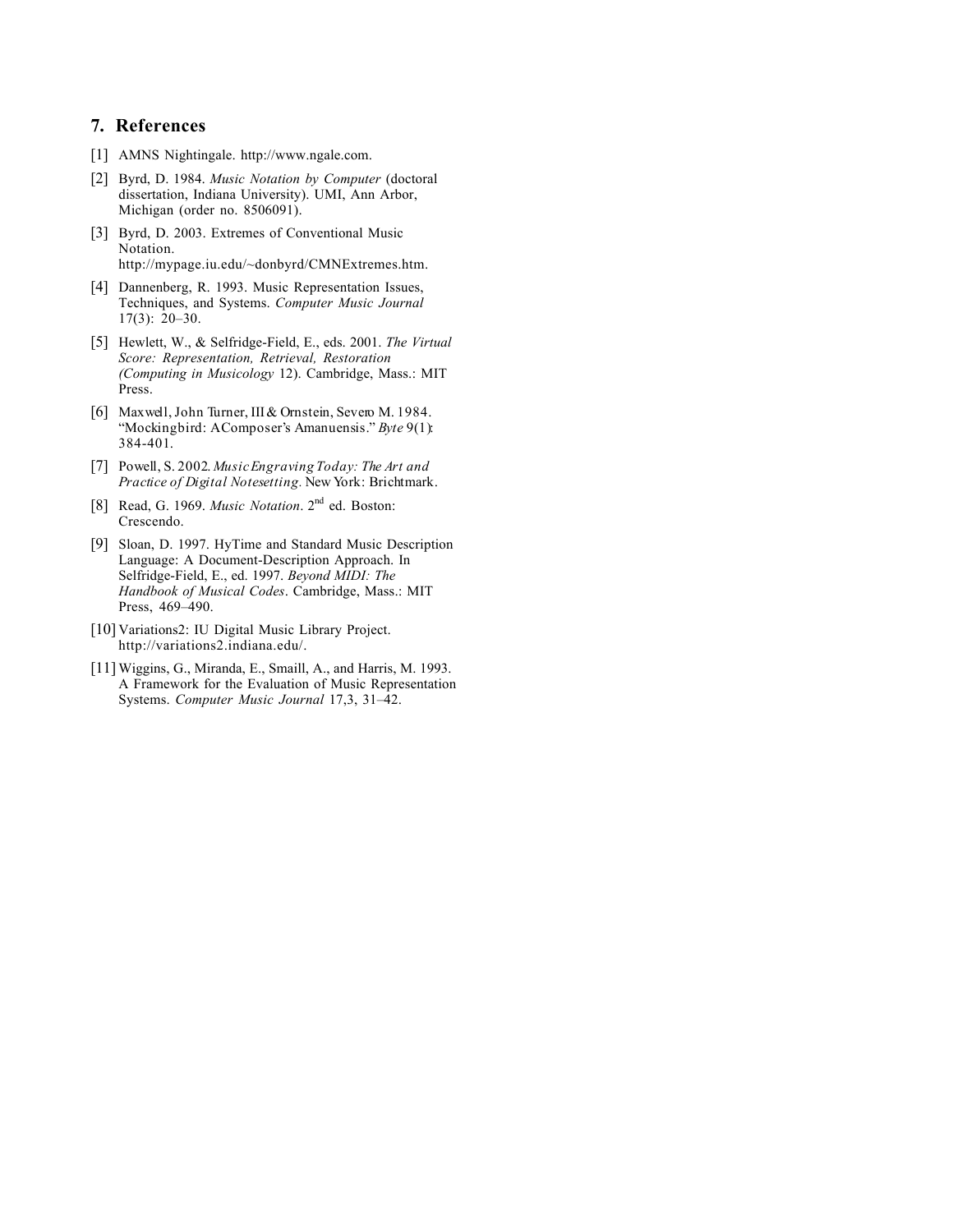## 7. References

[1] AMNS Nightingale. http://www.ngale.com.

[2] Byrd, D. 1984. *Music Notation by Computer* (doctoral dissertation, Indiana University). UMI, Ann Arbor, Michigan (order no. 8506091).

[3] Byrd, D. 2003. Extremes of Conventional Music Notation. http://mypage.iu.edu/~donbyrd/CMNExtremes.htm.

[4] Dannenberg, R. 1993. Music Representation Issues, Techniques, and Systems. *Computer Music Journal* 17(3): 20–30.

[5] Hewlett, W., & Selfridge-Field, E., eds. 2001. *The Virtual Score: Representation, Retrieval, Restoration (Computing in Musicology* 12). Cambridge, Mass.: MIT Press.

[6] Maxwell, John Turner, III & Ornstein, Severo M. 1984. "Mockingbird: AComposer's Amanuensis." *Byte* 9(1): 384-401.

[7] Powell, S. 2002. *Music Engraving Today: The Art and Practice of Digital Notesetting.* New York: Brichtmark.

[8] Read, G. 1969. *Music Notation*. 2nd ed. Boston: Crescendo.

[9] Sloan, D. 1997. HyTime and Standard Music Description Language: A Document-Description Approach. In Selfridge-Field, E., ed. 1997. *Beyond MIDI: The Handbook of Musical Codes*. Cambridge, Mass.: MIT Press, 469–490.

[10] Variations2: IU Digital Music Library Project. http://variations2.indiana.edu/.

[11] Wiggins, G., Miranda, E., Smaill, A., and Harris, M. 1993. A Framework for the Evaluation of Music Representation Systems. *Computer Music Journal* 17,3, 31–42.